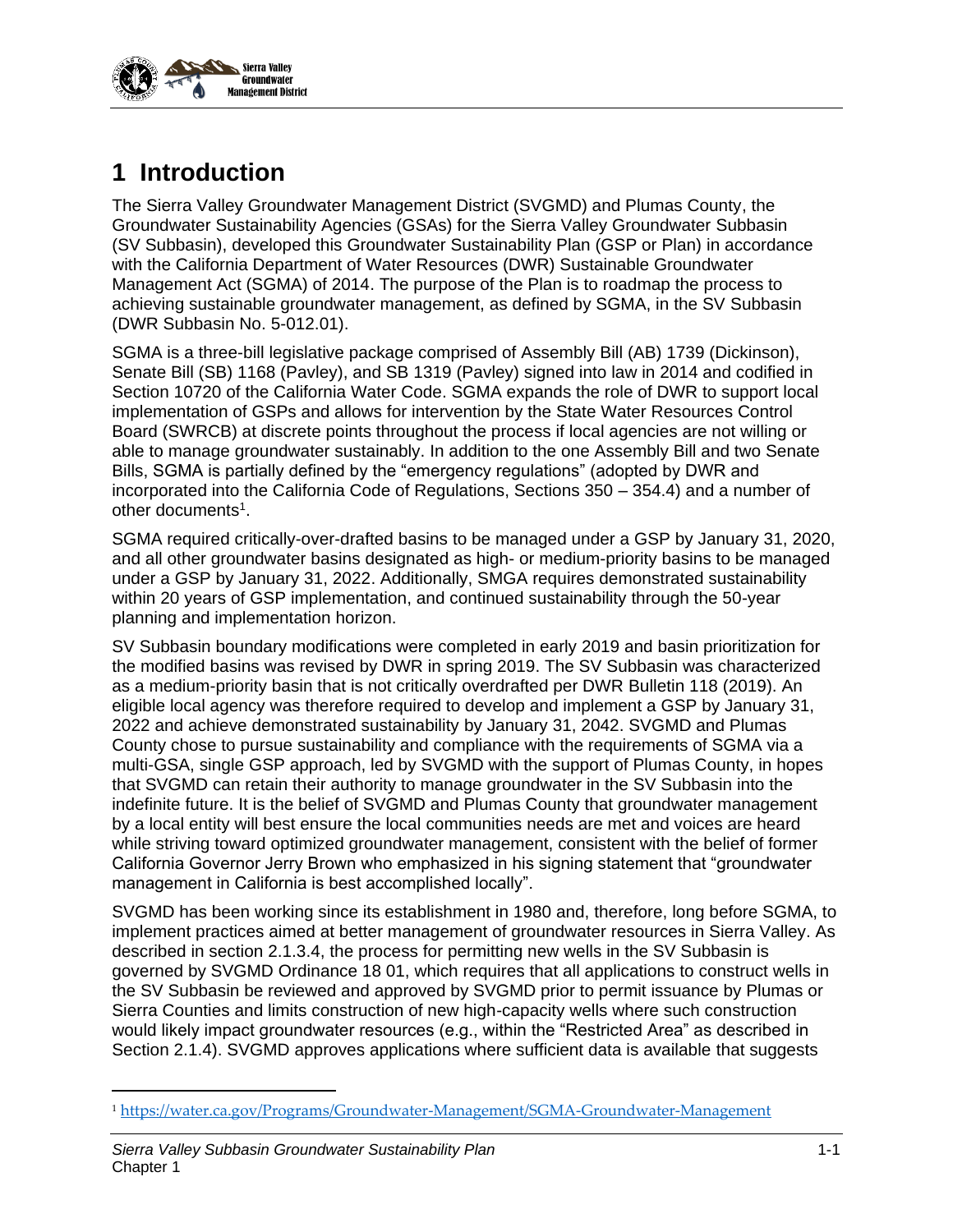# 1 Introduction

The Sierra Valley Groundwater Management District (SVGMD) and Plumas County, the Groundwater Sustainability Agencies (GSAs) for the Sierra Valley Groundwater Subbasin (SV Subbasin), developed this Groundwater Sustainability Plan (GSP or Plan) in accordance with the California Department of Water Resources (DWR) Sustainable Groundwater Management Act (SGMA) of 2014. The purpose of the Plan is to roadmap the process to achieving sustainable groundwater management, as defined by SGMA, in the SV Subbasin (DWR Subbasin No. 5-012.01).

SGMA is a three-bill legislative package comprised of Assembly Bill (AB) 1739 (Dickinson), Senate Bill (SB) 1168 (Pavley), and SB 1319 (Pavley) signed into law in 2014 and codified in Section 10720 of the California Water Code. SGMA expands the role of DWR to support local implementation of GSPs and allows for intervention by the State Water Resources Control Board (SWRCB) at discrete points throughout the process if local agencies are not willing or able to manage groundwater sustainably. In addition to the one Assembly Bill and two Senate Bills, SGMA is partially defined by the "emergency regulations" (adopted by DWR and incorporated into the California Code of Regulations, Sections 350 – 354.4) and a number of other documents[1].

SGMA required critically-over-drafted basins to be managed under a GSP by January 31, 2020, and all other groundwater basins designated as high- or medium-priority basins to be managed under a GSP by January 31, 2022. Additionally, SMGA requires demonstrated sustainability within 20 years of GSP implementation, and continued sustainability through the 50-year planning and implementation horizon.

SV Subbasin boundary modifications were completed in early 2019 and basin prioritization for the modified basins was revised by DWR in spring 2019. The SV Subbasin was characterized as a medium-priority basin that is not critically overdrafted per DWR Bulletin 118 (2019). An eligible local agency was therefore required to develop and implement a GSP by January 31, 2022 and achieve demonstrated sustainability by January 31, 2042. SVGMD and Plumas County chose to pursue sustainability and compliance with the requirements of SGMA via a multi-GSA, single GSP approach, led by SVGMD with the support of Plumas County, in hopes that SVGMD can retain their authority to manage groundwater in the SV Subbasin into the indefinite future. It is the belief of SVGMD and Plumas County that groundwater management by a local entity will best ensure the local communities needs are met and voices are heard while striving toward optimized groundwater management, consistent with the belief of former California Governor Jerry Brown who emphasized in his signing statement that "groundwater management in California is best accomplished locally".

SVGMD has been working since its establishment in 1980 and, therefore, long before SGMA, to implement practices aimed at better management of groundwater resources in Sierra Valley. As described in section 2.1.3.4, the process for permitting new wells in the SV Subbasin is governed by SVGMD Ordinance 18 01, which requires that all applications to construct wells in the SV Subbasin be reviewed and approved by SVGMD prior to permit issuance by Plumas or Sierra Counties and limits construction of new high-capacity wells where such construction would likely impact groundwater resources (e.g., within the "Restricted Area" as described in Section 2.1.4). SVGMD approves applications where sufficient data is available that suggests

[1] https://water.ca.gov/Programs/Groundwater-Management/SGMA-Groundwater-Management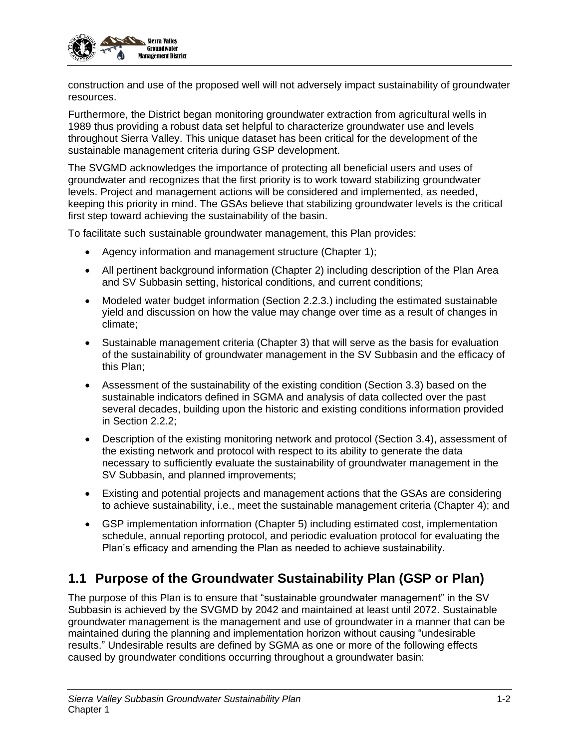construction and use of the proposed well will not adversely impact sustainability of groundwater resources.

Furthermore, the District began monitoring groundwater extraction from agricultural wells in 1989 thus providing a robust data set helpful to characterize groundwater use and levels throughout Sierra Valley. This unique dataset has been critical for the development of the sustainable management criteria during GSP development.

The SVGMD acknowledges the importance of protecting all beneficial users and uses of groundwater and recognizes that the first priority is to work toward stabilizing groundwater levels. Project and management actions will be considered and implemented, as needed, keeping this priority in mind. The GSAs believe that stabilizing groundwater levels is the critical first step toward achieving the sustainability of the basin.

To facilitate such sustainable groundwater management, this Plan provides:

- Agency information and management structure (Chapter 1);
- All pertinent background information (Chapter 2) including description of the Plan Area and SV Subbasin setting, historical conditions, and current conditions;
- Modeled water budget information (Section 2.2.3.) including the estimated sustainable yield and discussion on how the value may change over time as a result of changes in climate;
- Sustainable management criteria (Chapter 3) that will serve as the basis for evaluation of the sustainability of groundwater management in the SV Subbasin and the efficacy of this Plan;
- Assessment of the sustainability of the existing condition (Section 3.3) based on the sustainable indicators defined in SGMA and analysis of data collected over the past several decades, building upon the historic and existing conditions information provided in Section 2.2.2;
- Description of the existing monitoring network and protocol (Section 3.4), assessment of the existing network and protocol with respect to its ability to generate the data necessary to sufficiently evaluate the sustainability of groundwater management in the SV Subbasin, and planned improvements;
- Existing and potential projects and management actions that the GSAs are considering to achieve sustainability, i.e., meet the sustainable management criteria (Chapter 4); and
- GSP implementation information (Chapter 5) including estimated cost, implementation schedule, annual reporting protocol, and periodic evaluation protocol for evaluating the Plan's efficacy and amending the Plan as needed to achieve sustainability.

## 1.1 Purpose of the Groundwater Sustainability Plan (GSP or Plan)

The purpose of this Plan is to ensure that "sustainable groundwater management" in the SV Subbasin is achieved by the SVGMD by 2042 and maintained at least until 2072. Sustainable groundwater management is the management and use of groundwater in a manner that can be maintained during the planning and implementation horizon without causing "undesirable results." Undesirable results are defined by SGMA as one or more of the following effects caused by groundwater conditions occurring throughout a groundwater basin: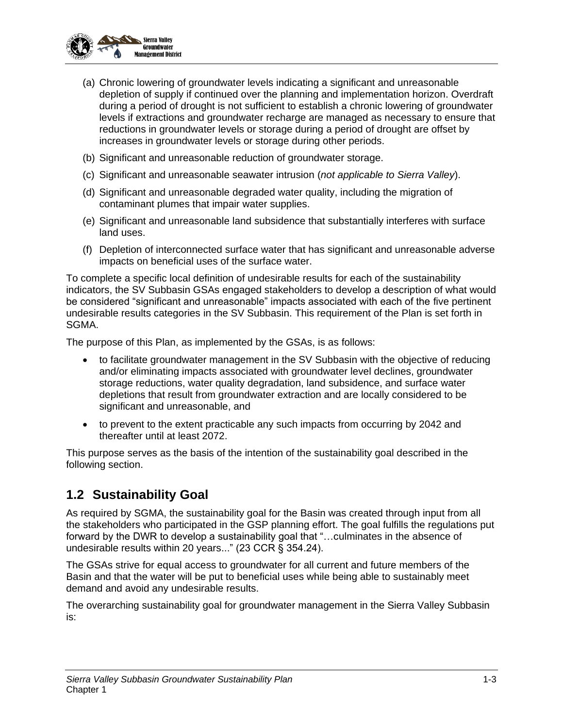(a) Chronic lowering of groundwater levels indicating a significant and unreasonable depletion of supply if continued over the planning and implementation horizon. Overdraft during a period of drought is not sufficient to establish a chronic lowering of groundwater levels if extractions and groundwater recharge are managed as necessary to ensure that reductions in groundwater levels or storage during a period of drought are offset by increases in groundwater levels or storage during other periods.

(b) Significant and unreasonable reduction of groundwater storage.

(c) Significant and unreasonable seawater intrusion (*not applicable to Sierra Valley*).

(d) Significant and unreasonable degraded water quality, including the migration of contaminant plumes that impair water supplies.

(e) Significant and unreasonable land subsidence that substantially interferes with surface land uses.

(f) Depletion of interconnected surface water that has significant and unreasonable adverse impacts on beneficial uses of the surface water.

To complete a specific local definition of undesirable results for each of the sustainability indicators, the SV Subbasin GSAs engaged stakeholders to develop a description of what would be considered "significant and unreasonable" impacts associated with each of the five pertinent undesirable results categories in the SV Subbasin. This requirement of the Plan is set forth in SGMA.

The purpose of this Plan, as implemented by the GSAs, is as follows:

- to facilitate groundwater management in the SV Subbasin with the objective of reducing and/or eliminating impacts associated with groundwater level declines, groundwater storage reductions, water quality degradation, land subsidence, and surface water depletions that result from groundwater extraction and are locally considered to be significant and unreasonable, and
- to prevent to the extent practicable any such impacts from occurring by 2042 and thereafter until at least 2072.

This purpose serves as the basis of the intention of the sustainability goal described in the following section.

## 1.2 Sustainability Goal

As required by SGMA, the sustainability goal for the Basin was created through input from all the stakeholders who participated in the GSP planning effort. The goal fulfills the regulations put forward by the DWR to develop a sustainability goal that "…culminates in the absence of undesirable results within 20 years..." (23 CCR § 354.24).

The GSAs strive for equal access to groundwater for all current and future members of the Basin and that the water will be put to beneficial uses while being able to sustainably meet demand and avoid any undesirable results.

The overarching sustainability goal for groundwater management in the Sierra Valley Subbasin is: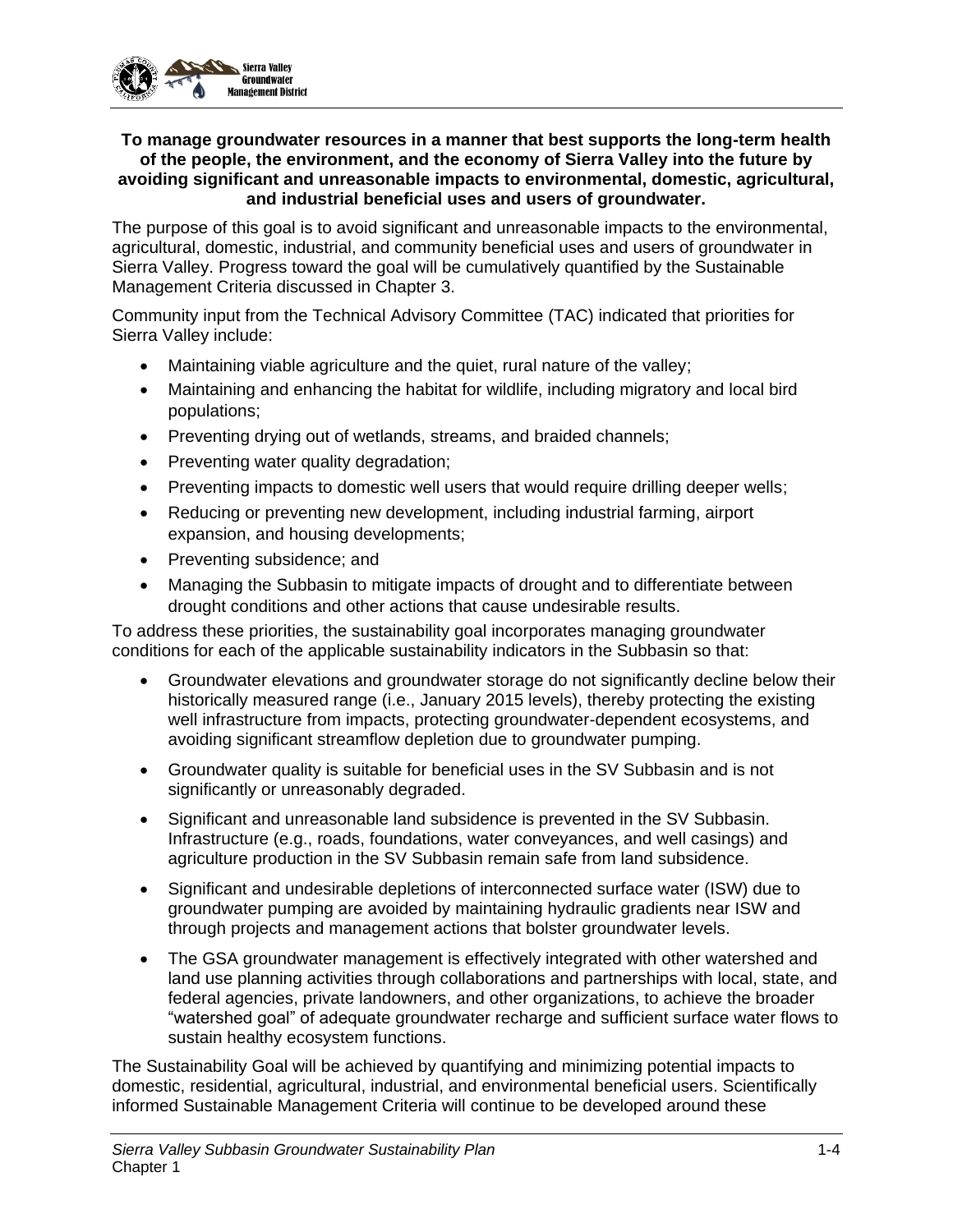**To manage groundwater resources in a manner that best supports the long-term health of the people, the environment, and the economy of Sierra Valley into the future by avoiding significant and unreasonable impacts to environmental, domestic, agricultural, and industrial beneficial uses and users of groundwater.**

The purpose of this goal is to avoid significant and unreasonable impacts to the environmental, agricultural, domestic, industrial, and community beneficial uses and users of groundwater in Sierra Valley. Progress toward the goal will be cumulatively quantified by the Sustainable Management Criteria discussed in Chapter 3.

Community input from the Technical Advisory Committee (TAC) indicated that priorities for Sierra Valley include:

- Maintaining viable agriculture and the quiet, rural nature of the valley;
- Maintaining and enhancing the habitat for wildlife, including migratory and local bird populations;
- Preventing drying out of wetlands, streams, and braided channels;
- Preventing water quality degradation;
- Preventing impacts to domestic well users that would require drilling deeper wells;
- Reducing or preventing new development, including industrial farming, airport expansion, and housing developments;
- Preventing subsidence; and
- Managing the Subbasin to mitigate impacts of drought and to differentiate between drought conditions and other actions that cause undesirable results.

To address these priorities, the sustainability goal incorporates managing groundwater conditions for each of the applicable sustainability indicators in the Subbasin so that:

- Groundwater elevations and groundwater storage do not significantly decline below their historically measured range (i.e., January 2015 levels), thereby protecting the existing well infrastructure from impacts, protecting groundwater-dependent ecosystems, and avoiding significant streamflow depletion due to groundwater pumping.
- Groundwater quality is suitable for beneficial uses in the SV Subbasin and is not significantly or unreasonably degraded.
- Significant and unreasonable land subsidence is prevented in the SV Subbasin. Infrastructure (e.g., roads, foundations, water conveyances, and well casings) and agriculture production in the SV Subbasin remain safe from land subsidence.
- Significant and undesirable depletions of interconnected surface water (ISW) due to groundwater pumping are avoided by maintaining hydraulic gradients near ISW and through projects and management actions that bolster groundwater levels.
- The GSA groundwater management is effectively integrated with other watershed and land use planning activities through collaborations and partnerships with local, state, and federal agencies, private landowners, and other organizations, to achieve the broader "watershed goal" of adequate groundwater recharge and sufficient surface water flows to sustain healthy ecosystem functions.

The Sustainability Goal will be achieved by quantifying and minimizing potential impacts to domestic, residential, agricultural, industrial, and environmental beneficial users. Scientifically informed Sustainable Management Criteria will continue to be developed around these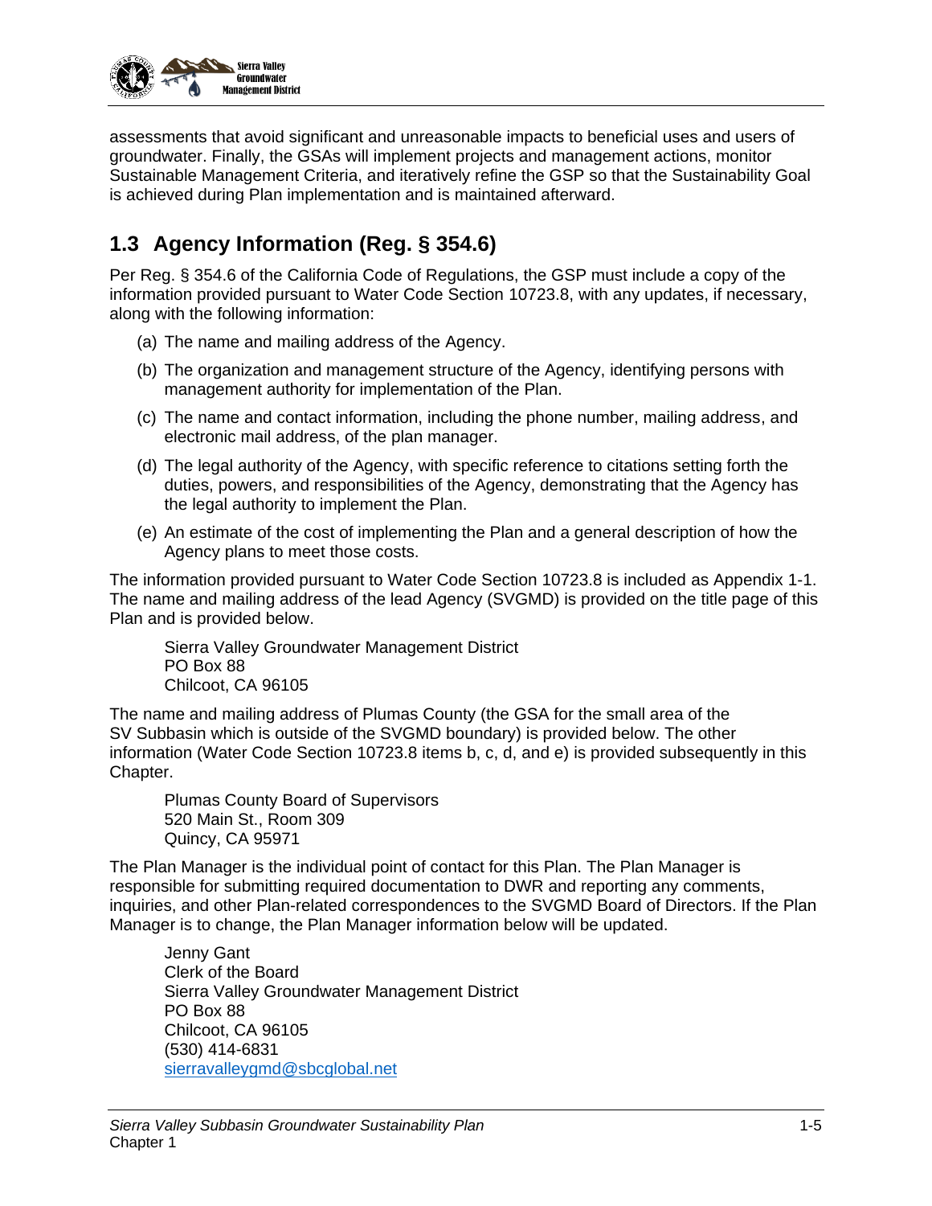assessments that avoid significant and unreasonable impacts to beneficial uses and users of groundwater. Finally, the GSAs will implement projects and management actions, monitor Sustainable Management Criteria, and iteratively refine the GSP so that the Sustainability Goal is achieved during Plan implementation and is maintained afterward.

## 1.3 Agency Information (Reg. § 354.6)

Per Reg. § 354.6 of the California Code of Regulations, the GSP must include a copy of the information provided pursuant to Water Code Section 10723.8, with any updates, if necessary, along with the following information:

(a) The name and mailing address of the Agency.

(b) The organization and management structure of the Agency, identifying persons with management authority for implementation of the Plan.

(c) The name and contact information, including the phone number, mailing address, and electronic mail address, of the plan manager.

(d) The legal authority of the Agency, with specific reference to citations setting forth the duties, powers, and responsibilities of the Agency, demonstrating that the Agency has the legal authority to implement the Plan.

(e) An estimate of the cost of implementing the Plan and a general description of how the Agency plans to meet those costs.

The information provided pursuant to Water Code Section 10723.8 is included as Appendix 1-1. The name and mailing address of the lead Agency (SVGMD) is provided on the title page of this Plan and is provided below.

Sierra Valley Groundwater Management District
PO Box 88
Chilcoot, CA 96105

The name and mailing address of Plumas County (the GSA for the small area of the SV Subbasin which is outside of the SVGMD boundary) is provided below. The other information (Water Code Section 10723.8 items b, c, d, and e) is provided subsequently in this Chapter.

Plumas County Board of Supervisors
520 Main St., Room 309
Quincy, CA 95971

The Plan Manager is the individual point of contact for this Plan. The Plan Manager is responsible for submitting required documentation to DWR and reporting any comments, inquiries, and other Plan-related correspondences to the SVGMD Board of Directors. If the Plan Manager is to change, the Plan Manager information below will be updated.

Jenny Gant
Clerk of the Board
Sierra Valley Groundwater Management District
PO Box 88
Chilcoot, CA 96105
(530) 414-6831
sierravalleygmd@sbcglobal.net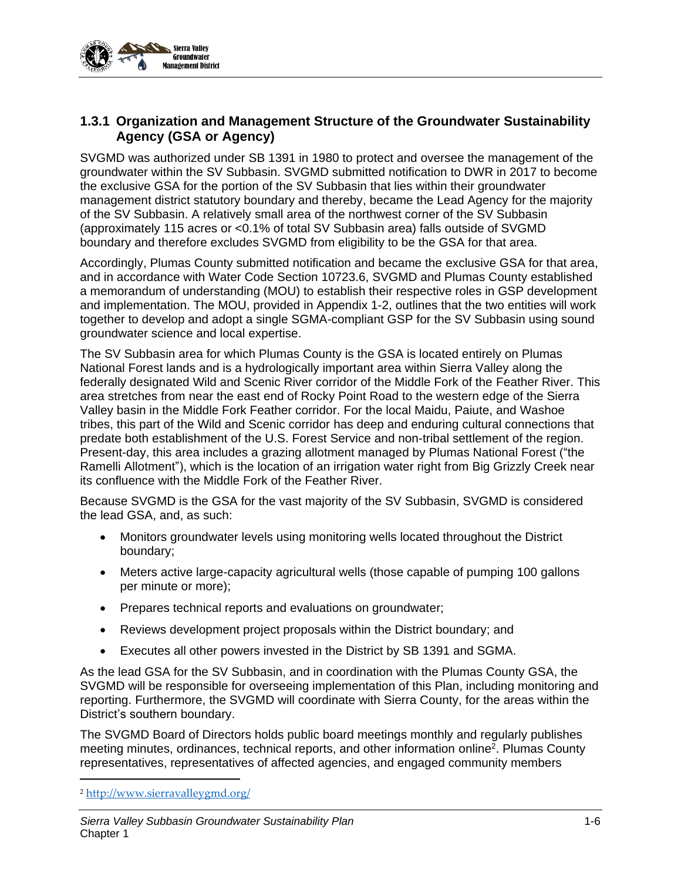### 1.3.1 Organization and Management Structure of the Groundwater Sustainability Agency (GSA or Agency)

SVGMD was authorized under SB 1391 in 1980 to protect and oversee the management of the groundwater within the SV Subbasin. SVGMD submitted notification to DWR in 2017 to become the exclusive GSA for the portion of the SV Subbasin that lies within their groundwater management district statutory boundary and thereby, became the Lead Agency for the majority of the SV Subbasin. A relatively small area of the northwest corner of the SV Subbasin (approximately 115 acres or <0.1% of total SV Subbasin area) falls outside of SVGMD boundary and therefore excludes SVGMD from eligibility to be the GSA for that area.

Accordingly, Plumas County submitted notification and became the exclusive GSA for that area, and in accordance with Water Code Section 10723.6, SVGMD and Plumas County established a memorandum of understanding (MOU) to establish their respective roles in GSP development and implementation. The MOU, provided in Appendix 1-2, outlines that the two entities will work together to develop and adopt a single SGMA-compliant GSP for the SV Subbasin using sound groundwater science and local expertise.

The SV Subbasin area for which Plumas County is the GSA is located entirely on Plumas National Forest lands and is a hydrologically important area within Sierra Valley along the federally designated Wild and Scenic River corridor of the Middle Fork of the Feather River. This area stretches from near the east end of Rocky Point Road to the western edge of the Sierra Valley basin in the Middle Fork Feather corridor. For the local Maidu, Paiute, and Washoe tribes, this part of the Wild and Scenic corridor has deep and enduring cultural connections that predate both establishment of the U.S. Forest Service and non-tribal settlement of the region. Present-day, this area includes a grazing allotment managed by Plumas National Forest ("the Ramelli Allotment"), which is the location of an irrigation water right from Big Grizzly Creek near its confluence with the Middle Fork of the Feather River.

Because SVGMD is the GSA for the vast majority of the SV Subbasin, SVGMD is considered the lead GSA, and, as such:

- Monitors groundwater levels using monitoring wells located throughout the District boundary;
- Meters active large-capacity agricultural wells (those capable of pumping 100 gallons per minute or more);
- Prepares technical reports and evaluations on groundwater;
- Reviews development project proposals within the District boundary; and
- Executes all other powers invested in the District by SB 1391 and SGMA.

As the lead GSA for the SV Subbasin, and in coordination with the Plumas County GSA, the SVGMD will be responsible for overseeing implementation of this Plan, including monitoring and reporting. Furthermore, the SVGMD will coordinate with Sierra County, for the areas within the District's southern boundary.

The SVGMD Board of Directors holds public board meetings monthly and regularly publishes meeting minutes, ordinances, technical reports, and other information online[2]. Plumas County representatives, representatives of affected agencies, and engaged community members

[2] http://www.sierravalleygmd.org/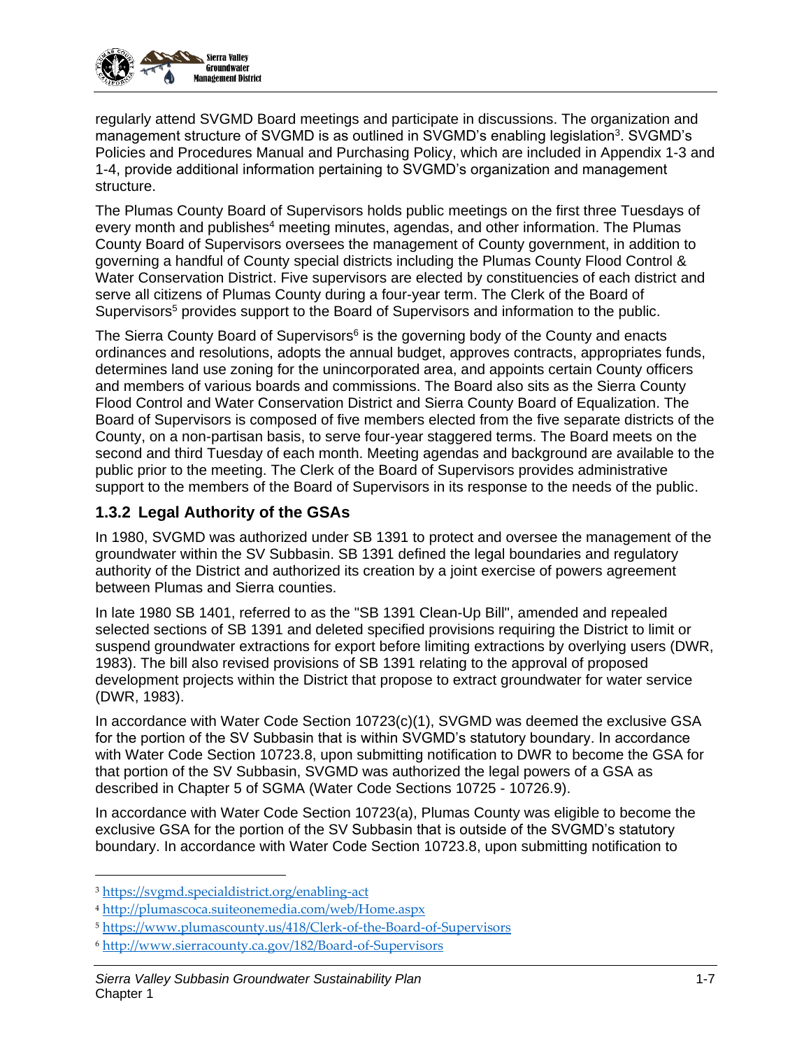regularly attend SVGMD Board meetings and participate in discussions. The organization and management structure of SVGMD is as outlined in SVGMD's enabling legislation[3]. SVGMD's Policies and Procedures Manual and Purchasing Policy, which are included in Appendix 1-3 and 1-4, provide additional information pertaining to SVGMD's organization and management structure.

The Plumas County Board of Supervisors holds public meetings on the first three Tuesdays of every month and publishes[4] meeting minutes, agendas, and other information. The Plumas County Board of Supervisors oversees the management of County government, in addition to governing a handful of County special districts including the Plumas County Flood Control & Water Conservation District. Five supervisors are elected by constituencies of each district and serve all citizens of Plumas County during a four-year term. The Clerk of the Board of Supervisors[5] provides support to the Board of Supervisors and information to the public.

The Sierra County Board of Supervisors[6] is the governing body of the County and enacts ordinances and resolutions, adopts the annual budget, approves contracts, appropriates funds, determines land use zoning for the unincorporated area, and appoints certain County officers and members of various boards and commissions. The Board also sits as the Sierra County Flood Control and Water Conservation District and Sierra County Board of Equalization. The Board of Supervisors is composed of five members elected from the five separate districts of the County, on a non-partisan basis, to serve four-year staggered terms. The Board meets on the second and third Tuesday of each month. Meeting agendas and background are available to the public prior to the meeting. The Clerk of the Board of Supervisors provides administrative support to the members of the Board of Supervisors in its response to the needs of the public.

### 1.3.2 Legal Authority of the GSAs

In 1980, SVGMD was authorized under SB 1391 to protect and oversee the management of the groundwater within the SV Subbasin. SB 1391 defined the legal boundaries and regulatory authority of the District and authorized its creation by a joint exercise of powers agreement between Plumas and Sierra counties.

In late 1980 SB 1401, referred to as the "SB 1391 Clean-Up Bill", amended and repealed selected sections of SB 1391 and deleted specified provisions requiring the District to limit or suspend groundwater extractions for export before limiting extractions by overlying users (DWR, 1983). The bill also revised provisions of SB 1391 relating to the approval of proposed development projects within the District that propose to extract groundwater for water service (DWR, 1983).

In accordance with Water Code Section 10723(c)(1), SVGMD was deemed the exclusive GSA for the portion of the SV Subbasin that is within SVGMD's statutory boundary. In accordance with Water Code Section 10723.8, upon submitting notification to DWR to become the GSA for that portion of the SV Subbasin, SVGMD was authorized the legal powers of a GSA as described in Chapter 5 of SGMA (Water Code Sections 10725 - 10726.9).

In accordance with Water Code Section 10723(a), Plumas County was eligible to become the exclusive GSA for the portion of the SV Subbasin that is outside of the SVGMD's statutory boundary. In accordance with Water Code Section 10723.8, upon submitting notification to

[3] https://svgmd.specialdistrict.org/enabling-act

[4] http://plumascoca.suiteonemedia.com/web/Home.aspx

[5] https://www.plumascounty.us/418/Clerk-of-the-Board-of-Supervisors

[6] http://www.sierracounty.ca.gov/182/Board-of-Supervisors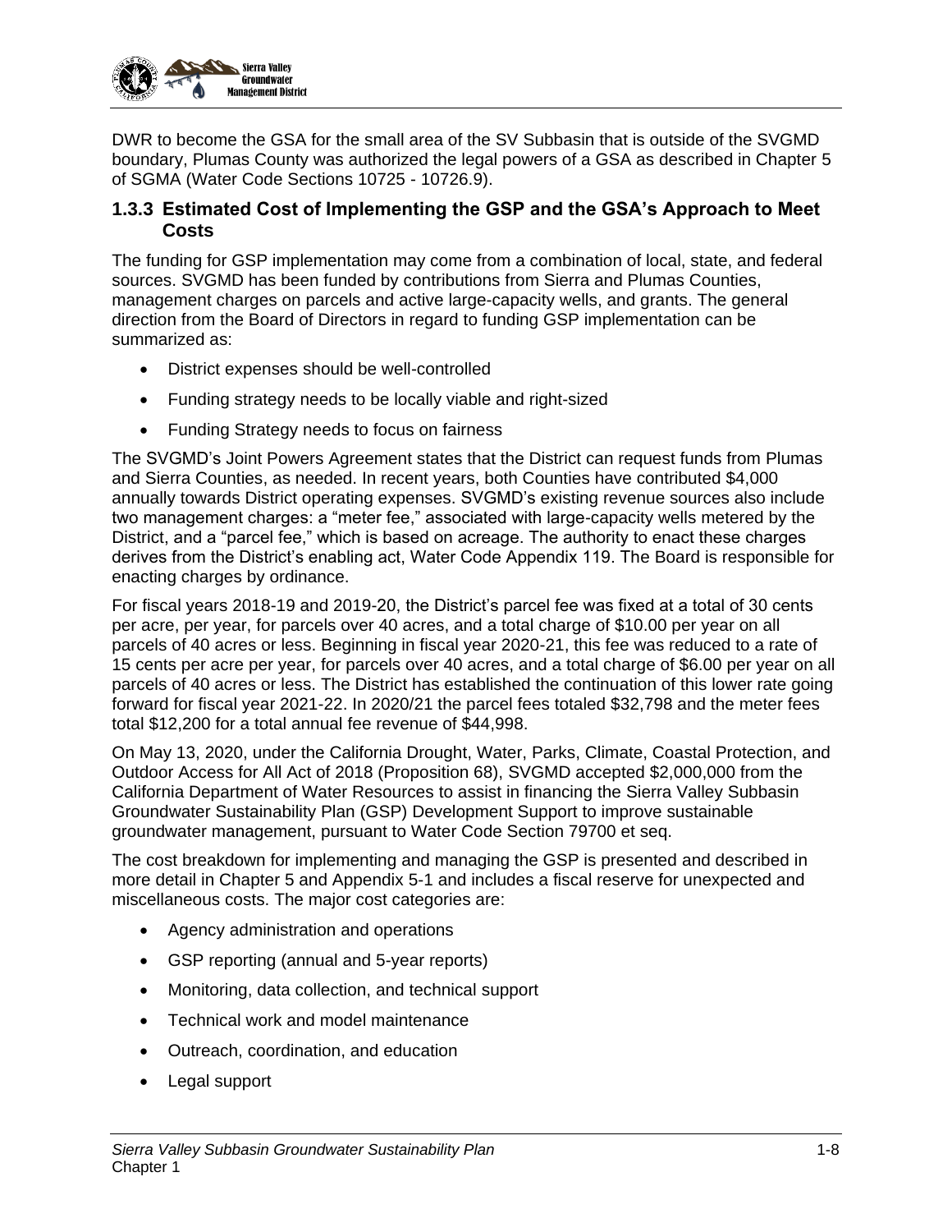DWR to become the GSA for the small area of the SV Subbasin that is outside of the SVGMD boundary, Plumas County was authorized the legal powers of a GSA as described in Chapter 5 of SGMA (Water Code Sections 10725 - 10726.9).

### 1.3.3 Estimated Cost of Implementing the GSP and the GSA's Approach to Meet Costs

The funding for GSP implementation may come from a combination of local, state, and federal sources. SVGMD has been funded by contributions from Sierra and Plumas Counties, management charges on parcels and active large-capacity wells, and grants. The general direction from the Board of Directors in regard to funding GSP implementation can be summarized as:

- District expenses should be well-controlled
- Funding strategy needs to be locally viable and right-sized
- Funding Strategy needs to focus on fairness

The SVGMD's Joint Powers Agreement states that the District can request funds from Plumas and Sierra Counties, as needed. In recent years, both Counties have contributed $4,000 annually towards District operating expenses. SVGMD's existing revenue sources also include two management charges: a "meter fee," associated with large-capacity wells metered by the District, and a "parcel fee," which is based on acreage. The authority to enact these charges derives from the District's enabling act, Water Code Appendix 119. The Board is responsible for enacting charges by ordinance.

For fiscal years 2018-19 and 2019-20, the District's parcel fee was fixed at a total of 30 cents per acre, per year, for parcels over 40 acres, and a total charge of $10.00 per year on all parcels of 40 acres or less. Beginning in fiscal year 2020-21, this fee was reduced to a rate of 15 cents per acre per year, for parcels over 40 acres, and a total charge of $6.00 per year on all parcels of 40 acres or less. The District has established the continuation of this lower rate going forward for fiscal year 2021-22. In 2020/21 the parcel fees totaled $32,798 and the meter fees total $12,200 for a total annual fee revenue of $44,998.

On May 13, 2020, under the California Drought, Water, Parks, Climate, Coastal Protection, and Outdoor Access for All Act of 2018 (Proposition 68), SVGMD accepted $2,000,000 from the California Department of Water Resources to assist in financing the Sierra Valley Subbasin Groundwater Sustainability Plan (GSP) Development Support to improve sustainable groundwater management, pursuant to Water Code Section 79700 et seq.

The cost breakdown for implementing and managing the GSP is presented and described in more detail in Chapter 5 and Appendix 5-1 and includes a fiscal reserve for unexpected and miscellaneous costs. The major cost categories are:

- Agency administration and operations
- GSP reporting (annual and 5-year reports)
- Monitoring, data collection, and technical support
- Technical work and model maintenance
- Outreach, coordination, and education
- Legal support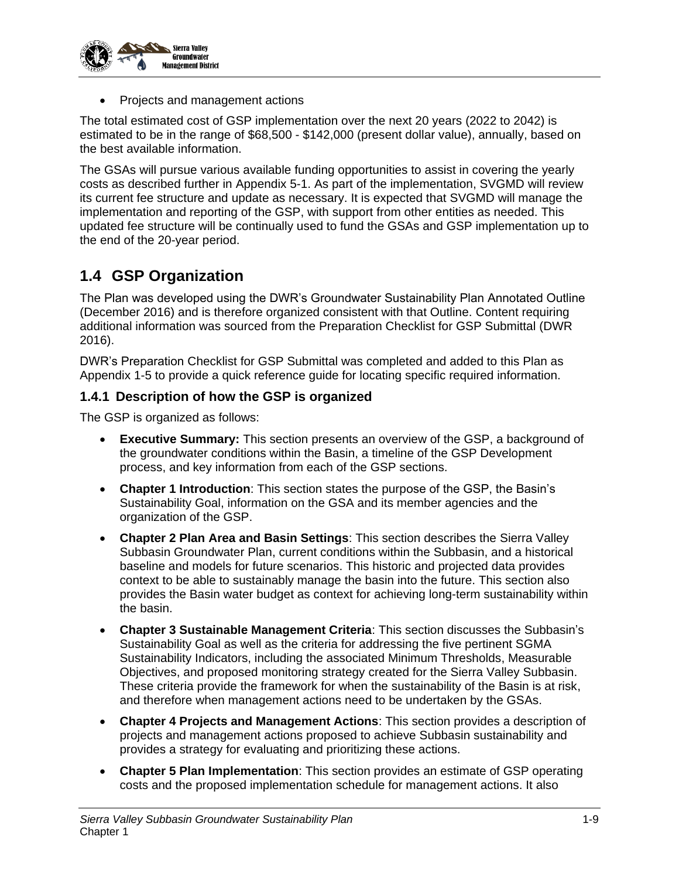- Projects and management actions

The total estimated cost of GSP implementation over the next 20 years (2022 to 2042) is estimated to be in the range of $68,500 - $142,000 (present dollar value), annually, based on the best available information.

The GSAs will pursue various available funding opportunities to assist in covering the yearly costs as described further in Appendix 5-1. As part of the implementation, SVGMD will review its current fee structure and update as necessary. It is expected that SVGMD will manage the implementation and reporting of the GSP, with support from other entities as needed. This updated fee structure will be continually used to fund the GSAs and GSP implementation up to the end of the 20-year period.

## 1.4 GSP Organization

The Plan was developed using the DWR's Groundwater Sustainability Plan Annotated Outline (December 2016) and is therefore organized consistent with that Outline. Content requiring additional information was sourced from the Preparation Checklist for GSP Submittal (DWR 2016).

DWR's Preparation Checklist for GSP Submittal was completed and added to this Plan as Appendix 1-5 to provide a quick reference guide for locating specific required information.

### 1.4.1 Description of how the GSP is organized

The GSP is organized as follows:

- **Executive Summary:** This section presents an overview of the GSP, a background of the groundwater conditions within the Basin, a timeline of the GSP Development process, and key information from each of the GSP sections.
- **Chapter 1 Introduction**: This section states the purpose of the GSP, the Basin's Sustainability Goal, information on the GSA and its member agencies and the organization of the GSP.
- **Chapter 2 Plan Area and Basin Settings**: This section describes the Sierra Valley Subbasin Groundwater Plan, current conditions within the Subbasin, and a historical baseline and models for future scenarios. This historic and projected data provides context to be able to sustainably manage the basin into the future. This section also provides the Basin water budget as context for achieving long-term sustainability within the basin.
- **Chapter 3 Sustainable Management Criteria**: This section discusses the Subbasin's Sustainability Goal as well as the criteria for addressing the five pertinent SGMA Sustainability Indicators, including the associated Minimum Thresholds, Measurable Objectives, and proposed monitoring strategy created for the Sierra Valley Subbasin. These criteria provide the framework for when the sustainability of the Basin is at risk, and therefore when management actions need to be undertaken by the GSAs.
- **Chapter 4 Projects and Management Actions**: This section provides a description of projects and management actions proposed to achieve Subbasin sustainability and provides a strategy for evaluating and prioritizing these actions.
- **Chapter 5 Plan Implementation**: This section provides an estimate of GSP operating costs and the proposed implementation schedule for management actions. It also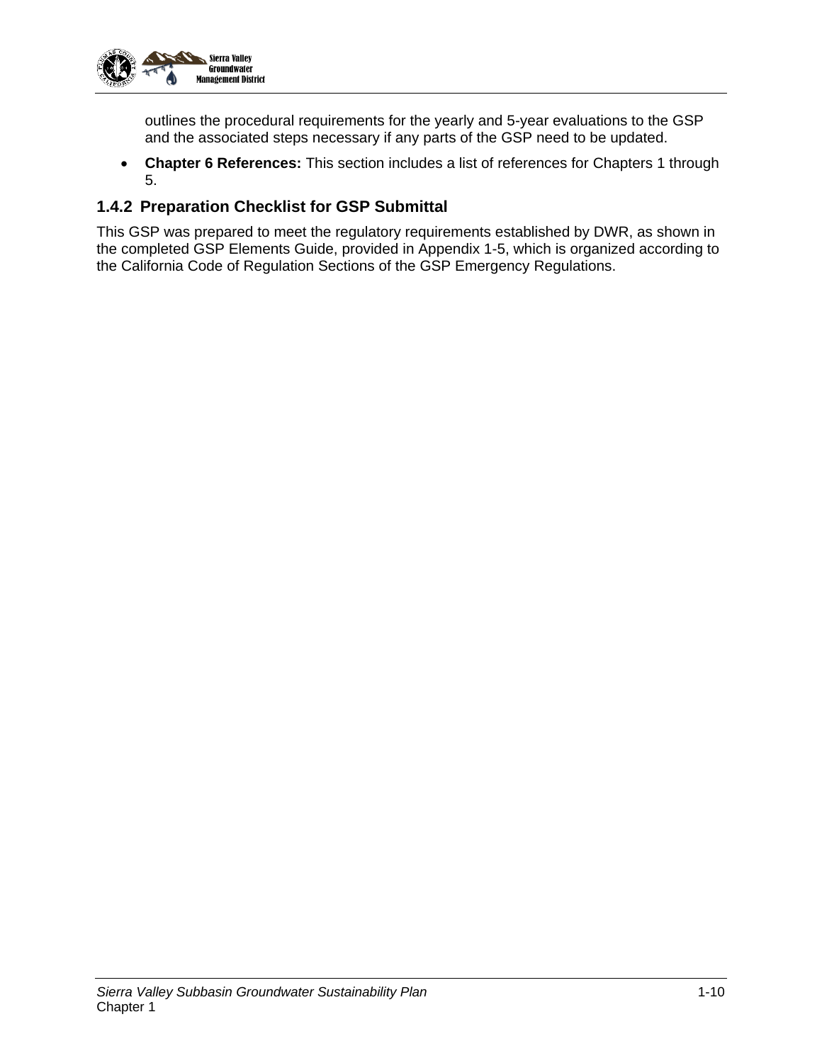outlines the procedural requirements for the yearly and 5-year evaluations to the GSP and the associated steps necessary if any parts of the GSP need to be updated.

- **Chapter 6 References:** This section includes a list of references for Chapters 1 through 5.

### 1.4.2 Preparation Checklist for GSP Submittal

This GSP was prepared to meet the regulatory requirements established by DWR, as shown in the completed GSP Elements Guide, provided in Appendix 1-5, which is organized according to the California Code of Regulation Sections of the GSP Emergency Regulations.